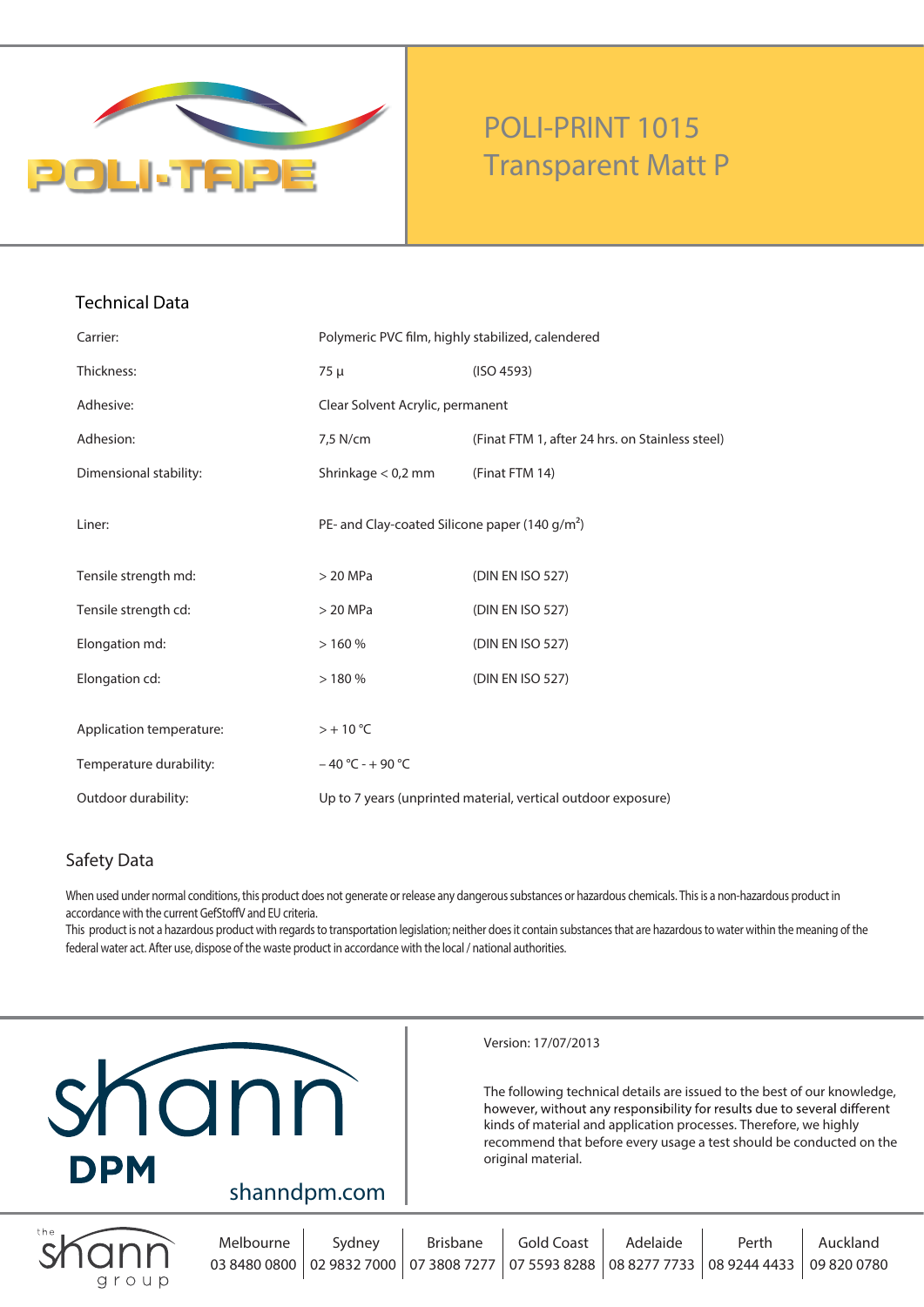# POLI-PRINT 1015
# Transparent Matt P

## Technical Data

| | | |
|---|---|---|
| Carrier: | Polymeric PVC film, highly stabilized, calendered | |
| Thickness: | 75 µ | (ISO 4593) |
| Adhesive: | Clear Solvent Acrylic, permanent | |
| Adhesion: | 7,5 N/cm | (Finat FTM 1, after 24 hrs. on Stainless steel) |
| Dimensional stability: | Shrinkage < 0,2 mm | (Finat FTM 14) |
| Liner: | PE- and Clay-coated Silicone paper (140 g/m²) | |
| Tensile strength md: | > 20 MPa | (DIN EN ISO 527) |
| Tensile strength cd: | > 20 MPa | (DIN EN ISO 527) |
| Elongation md: | > 160 % | (DIN EN ISO 527) |
| Elongation cd: | > 180 % | (DIN EN ISO 527) |
| Application temperature: | > + 10 °C | |
| Temperature durability: | – 40 °C - + 90 °C | |
| Outdoor durability: | Up to 7 years (unprinted material, vertical outdoor exposure) | |

## Safety Data

When used under normal conditions, this product does not generate or release any dangerous substances or hazardous chemicals. This is a non-hazardous product in accordance with the current GefStoffV and EU criteria.
This product is not a hazardous product with regards to transportation legislation; neither does it contain substances that are hazardous to water within the meaning of the federal water act. After use, dispose of the waste product in accordance with the local / national authorities.

shann DPM

shanndpm.com

Version: 17/07/2013

The following technical details are issued to the best of our knowledge, however, without any responsibility for results due to several different kinds of material and application processes. Therefore, we highly recommend that before every usage a test should be conducted on the original material.

the shann group

| Melbourne | Sydney | Brisbane | Gold Coast | Adelaide | Perth | Auckland |
|---|---|---|---|---|---|---|
| 03 8480 0800 | 02 9832 7000 | 07 3808 7277 | 07 5593 8288 | 08 8277 7733 | 08 9244 4433 | 09 820 0780 |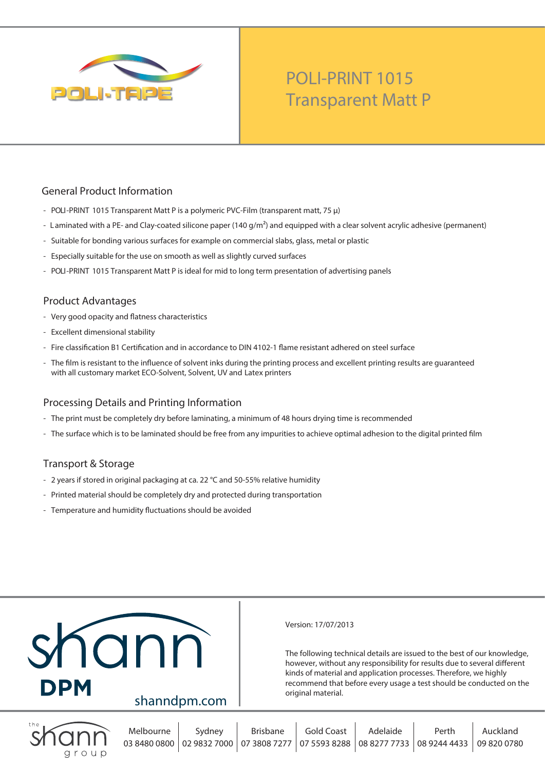# POLI-PRINT 1015
# Transparent Matt P

## General Product Information

- POLI-PRINT 1015 Transparent Matt P is a polymeric PVC-Film (transparent matt, 75 µ)
- Laminated with a PE- and Clay-coated silicone paper (140 g/m²) and equipped with a clear solvent acrylic adhesive (permanent)
- Suitable for bonding various surfaces for example on commercial slabs, glass, metal or plastic
- Especially suitable for the use on smooth as well as slightly curved surfaces
- POLI-PRINT 1015 Transparent Matt P is ideal for mid to long term presentation of advertising panels

## Product Advantages

- Very good opacity and flatness characteristics
- Excellent dimensional stability
- Fire classification B1 Certification and in accordance to DIN 4102-1 flame resistant adhered on steel surface
- The film is resistant to the influence of solvent inks during the printing process and excellent printing results are guaranteed with all customary market ECO-Solvent, Solvent, UV and Latex printers

## Processing Details and Printing Information

- The print must be completely dry before laminating, a minimum of 48 hours drying time is recommended
- The surface which is to be laminated should be free from any impurities to achieve optimal adhesion to the digital printed film

## Transport & Storage

- 2 years if stored in original packaging at ca. 22 °C and 50-55% relative humidity
- Printed material should be completely dry and protected during transportation
- Temperature and humidity fluctuations should be avoided

shann DPM

shanndpm.com

Version: 17/07/2013

The following technical details are issued to the best of our knowledge, however, without any responsibility for results due to several different kinds of material and application processes. Therefore, we highly recommend that before every usage a test should be conducted on the original material.

the shann group

| Melbourne | Sydney | Brisbane | Gold Coast | Adelaide | Perth | Auckland |
|---|---|---|---|---|---|---|
| 03 8480 0800 | 02 9832 7000 | 07 3808 7277 | 07 5593 8288 | 08 8277 7733 | 08 9244 4433 | 09 820 0780 |